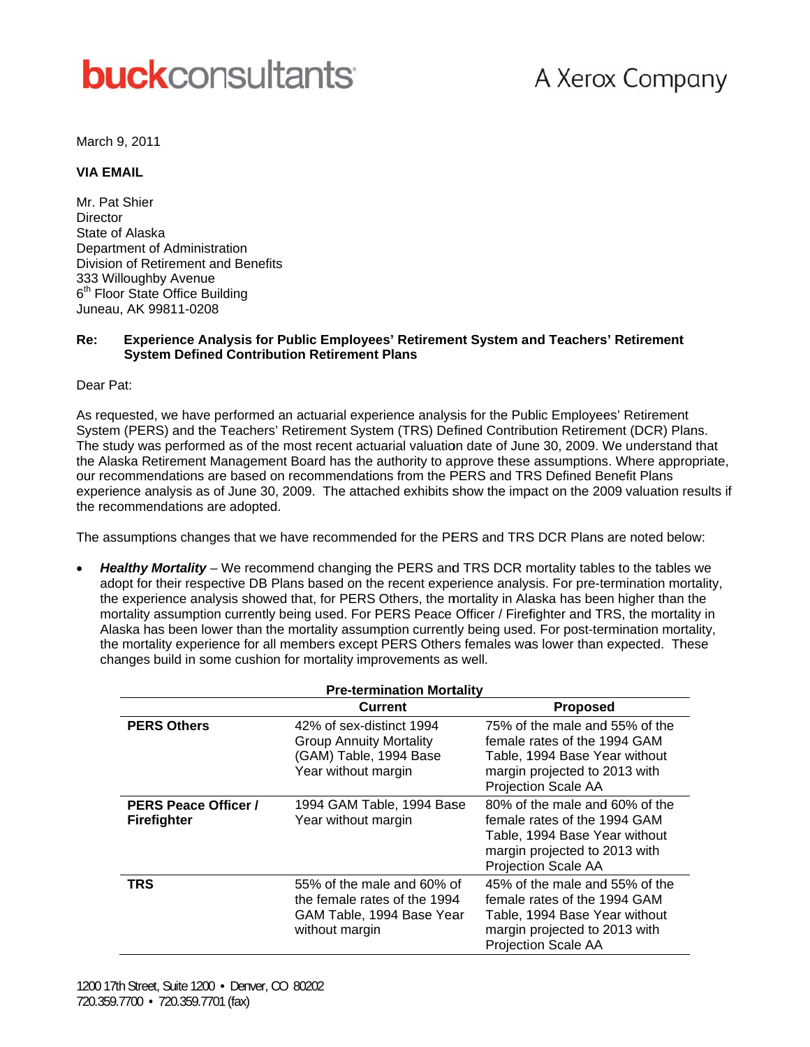**buckconsultants** A Xerox Company

March 9, 2011

**VIA EMAIL**

Mr. Pat Shier
Director
State of Alaska
Department of Administration
Division of Retirement and Benefits
333 Willoughby Avenue
6th Floor State Office Building
Juneau, AK 99811-0208

**Re: Experience Analysis for Public Employees' Retirement System and Teachers' Retirement System Defined Contribution Retirement Plans**

Dear Pat:

As requested, we have performed an actuarial experience analysis for the Public Employees' Retirement System (PERS) and the Teachers' Retirement System (TRS) Defined Contribution Retirement (DCR) Plans. The study was performed as of the most recent actuarial valuation date of June 30, 2009. We understand that the Alaska Retirement Management Board has the authority to approve these assumptions. Where appropriate, our recommendations are based on recommendations from the PERS and TRS Defined Benefit Plans experience analysis as of June 30, 2009. The attached exhibits show the impact on the 2009 valuation results if the recommendations are adopted.

The assumptions changes that we have recommended for the PERS and TRS DCR Plans are noted below:

- ***Healthy Mortality*** – We recommend changing the PERS and TRS DCR mortality tables to the tables we adopt for their respective DB Plans based on the recent experience analysis. For pre-termination mortality, the experience analysis showed that, for PERS Others, the mortality in Alaska has been higher than the mortality assumption currently being used. For PERS Peace Officer / Firefighter and TRS, the mortality in Alaska has been lower than the mortality assumption currently being used. For post-termination mortality, the mortality experience for all members except PERS Others females was lower than expected. These changes build in some cushion for mortality improvements as well.

**Pre-termination Mortality**

| | Current | Proposed |
|---|---|---|
| **PERS Others** | 42% of sex-distinct 1994 Group Annuity Mortality (GAM) Table, 1994 Base Year without margin | 75% of the male and 55% of the female rates of the 1994 GAM Table, 1994 Base Year without margin projected to 2013 with Projection Scale AA |
| **PERS Peace Officer / Firefighter** | 1994 GAM Table, 1994 Base Year without margin | 80% of the male and 60% of the female rates of the 1994 GAM Table, 1994 Base Year without margin projected to 2013 with Projection Scale AA |
| **TRS** | 55% of the male and 60% of the female rates of the 1994 GAM Table, 1994 Base Year without margin | 45% of the male and 55% of the female rates of the 1994 GAM Table, 1994 Base Year without margin projected to 2013 with Projection Scale AA |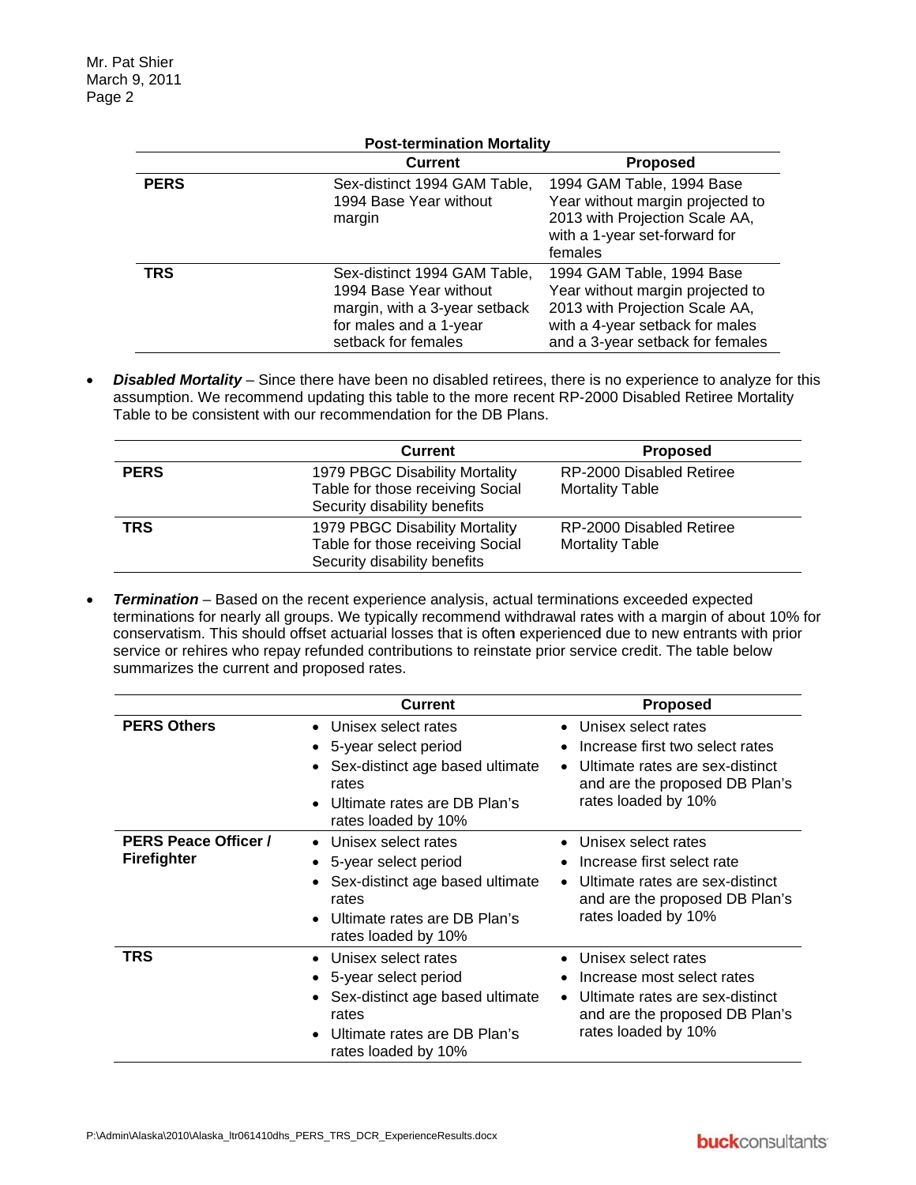**Post-termination Mortality**

| | Current | Proposed |
|---|---|---|
| **PERS** | Sex-distinct 1994 GAM Table, 1994 Base Year without margin | 1994 GAM Table, 1994 Base Year without margin projected to 2013 with Projection Scale AA, with a 1-year set-forward for females |
| **TRS** | Sex-distinct 1994 GAM Table, 1994 Base Year without margin, with a 3-year setback for males and a 1-year setback for females | 1994 GAM Table, 1994 Base Year without margin projected to 2013 with Projection Scale AA, with a 4-year setback for males and a 3-year setback for females |

- ***Disabled Mortality*** – Since there have been no disabled retirees, there is no experience to analyze for this assumption. We recommend updating this table to the more recent RP-2000 Disabled Retiree Mortality Table to be consistent with our recommendation for the DB Plans.

| | Current | Proposed |
|---|---|---|
| **PERS** | 1979 PBGC Disability Mortality Table for those receiving Social Security disability benefits | RP-2000 Disabled Retiree Mortality Table |
| **TRS** | 1979 PBGC Disability Mortality Table for those receiving Social Security disability benefits | RP-2000 Disabled Retiree Mortality Table |

- ***Termination*** – Based on the recent experience analysis, actual terminations exceeded expected terminations for nearly all groups. We typically recommend withdrawal rates with a margin of about 10% for conservatism. This should offset actuarial losses that is often experienced due to new entrants with prior service or rehires who repay refunded contributions to reinstate prior service credit. The table below summarizes the current and proposed rates.

| | Current | Proposed |
|---|---|---|
| **PERS Others** | • Unisex select rates<br>• 5-year select period<br>• Sex-distinct age based ultimate rates<br>• Ultimate rates are DB Plan's rates loaded by 10% | • Unisex select rates<br>• Increase first two select rates<br>• Ultimate rates are sex-distinct and are the proposed DB Plan's rates loaded by 10% |
| **PERS Peace Officer / Firefighter** | • Unisex select rates<br>• 5-year select period<br>• Sex-distinct age based ultimate rates<br>• Ultimate rates are DB Plan's rates loaded by 10% | • Unisex select rates<br>• Increase first select rate<br>• Ultimate rates are sex-distinct and are the proposed DB Plan's rates loaded by 10% |
| **TRS** | • Unisex select rates<br>• 5-year select period<br>• Sex-distinct age based ultimate rates<br>• Ultimate rates are DB Plan's rates loaded by 10% | • Unisex select rates<br>• Increase most select rates<br>• Ultimate rates are sex-distinct and are the proposed DB Plan's rates loaded by 10% |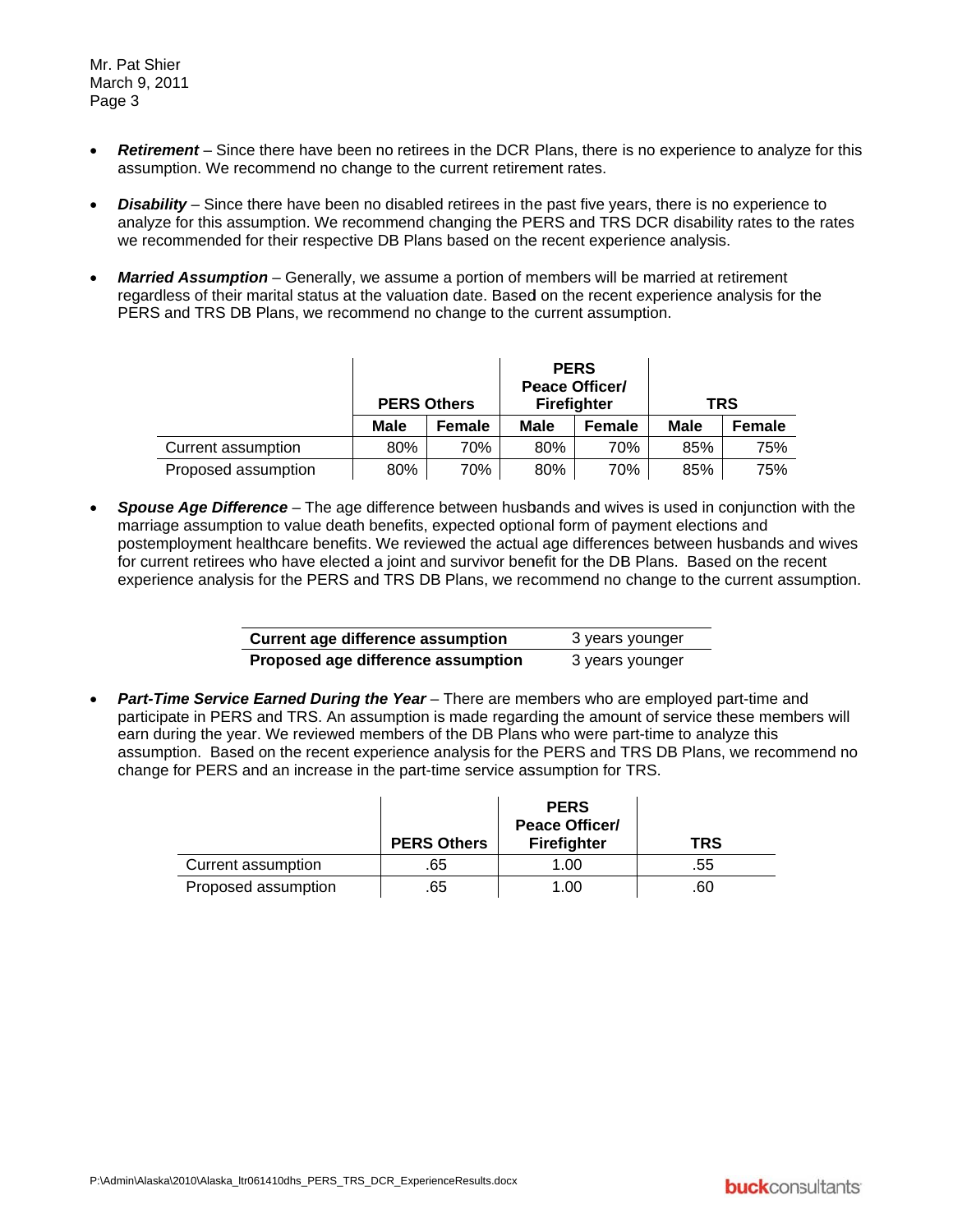- ***Retirement*** – Since there have been no retirees in the DCR Plans, there is no experience to analyze for this assumption. We recommend no change to the current retirement rates.

- ***Disability*** – Since there have been no disabled retirees in the past five years, there is no experience to analyze for this assumption. We recommend changing the PERS and TRS DCR disability rates to the rates we recommended for their respective DB Plans based on the recent experience analysis.

- ***Married Assumption*** – Generally, we assume a portion of members will be married at retirement regardless of their marital status at the valuation date. Based on the recent experience analysis for the PERS and TRS DB Plans, we recommend no change to the current assumption.

| | PERS Others | | PERS Peace Officer/ Firefighter | | TRS | |
|---|---|---|---|---|---|---|
| | **Male** | **Female** | **Male** | **Female** | **Male** | **Female** |
| Current assumption | 80% | 70% | 80% | 70% | 85% | 75% |
| Proposed assumption | 80% | 70% | 80% | 70% | 85% | 75% |

- ***Spouse Age Difference*** – The age difference between husbands and wives is used in conjunction with the marriage assumption to value death benefits, expected optional form of payment elections and postemployment healthcare benefits. We reviewed the actual age differences between husbands and wives for current retirees who have elected a joint and survivor benefit for the DB Plans. Based on the recent experience analysis for the PERS and TRS DB Plans, we recommend no change to the current assumption.

| | |
|---|---|
| **Current age difference assumption** | 3 years younger |
| **Proposed age difference assumption** | 3 years younger |

- ***Part-Time Service Earned During the Year*** – There are members who are employed part-time and participate in PERS and TRS. An assumption is made regarding the amount of service these members will earn during the year. We reviewed members of the DB Plans who were part-time to analyze this assumption. Based on the recent experience analysis for the PERS and TRS DB Plans, we recommend no change for PERS and an increase in the part-time service assumption for TRS.

| | PERS Others | PERS Peace Officer/ Firefighter | TRS |
|---|---|---|---|
| Current assumption | .65 | 1.00 | .55 |
| Proposed assumption | .65 | 1.00 | .60 |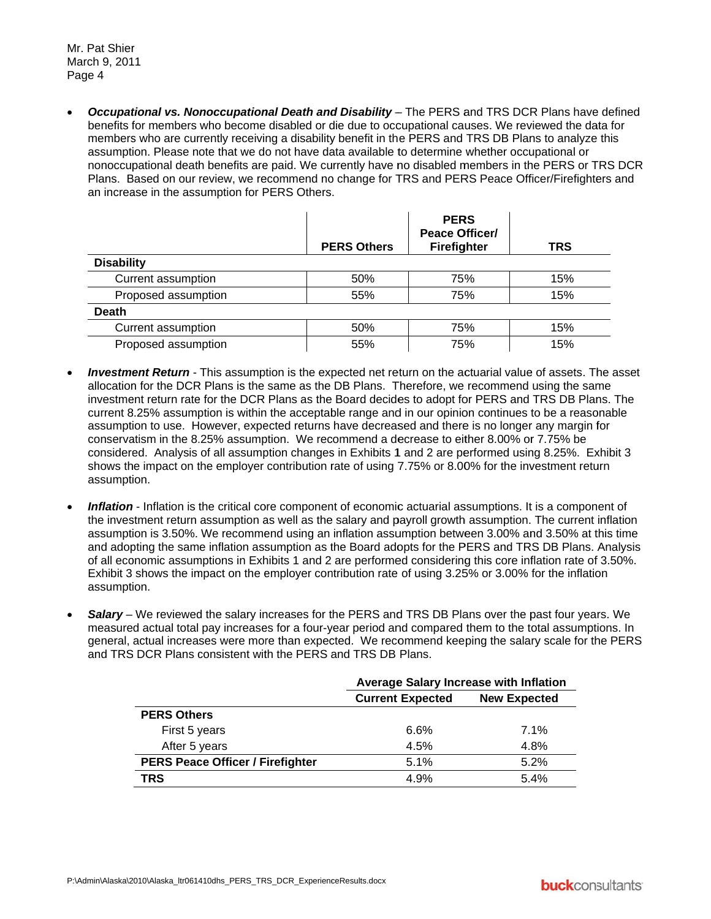Mr. Pat Shier
March 9, 2011

- ***Occupational vs. Nonoccupational Death and Disability*** – The PERS and TRS DCR Plans have defined benefits for members who become disabled or die due to occupational causes. We reviewed the data for members who are currently receiving a disability benefit in the PERS and TRS DB Plans to analyze this assumption. Please note that we do not have data available to determine whether occupational or nonoccupational death benefits are paid. We currently have no disabled members in the PERS or TRS DCR Plans. Based on our review, we recommend no change for TRS and PERS Peace Officer/Firefighters and an increase in the assumption for PERS Others.

| | PERS Others | PERS Peace Officer/ Firefighter | TRS |
|---|---|---|---|
| **Disability** | | | |
| Current assumption | 50% | 75% | 15% |
| Proposed assumption | 55% | 75% | 15% |
| **Death** | | | |
| Current assumption | 50% | 75% | 15% |
| Proposed assumption | 55% | 75% | 15% |

- ***Investment Return*** - This assumption is the expected net return on the actuarial value of assets. The asset allocation for the DCR Plans is the same as the DB Plans. Therefore, we recommend using the same investment return rate for the DCR Plans as the Board decides to adopt for PERS and TRS DB Plans. The current 8.25% assumption is within the acceptable range and in our opinion continues to be a reasonable assumption to use. However, expected returns have decreased and there is no longer any margin for conservatism in the 8.25% assumption. We recommend a decrease to either 8.00% or 7.75% be considered. Analysis of all assumption changes in Exhibits 1 and 2 are performed using 8.25%. Exhibit 3 shows the impact on the employer contribution rate of using 7.75% or 8.00% for the investment return assumption.

- ***Inflation*** - Inflation is the critical core component of economic actuarial assumptions. It is a component of the investment return assumption as well as the salary and payroll growth assumption. The current inflation assumption is 3.50%. We recommend using an inflation assumption between 3.00% and 3.50% at this time and adopting the same inflation assumption as the Board adopts for the PERS and TRS DB Plans. Analysis of all economic assumptions in Exhibits 1 and 2 are performed considering this core inflation rate of 3.50%. Exhibit 3 shows the impact on the employer contribution rate of using 3.25% or 3.00% for the inflation assumption.

- ***Salary*** – We reviewed the salary increases for the PERS and TRS DB Plans over the past four years. We measured actual total pay increases for a four-year period and compared them to the total assumptions. In general, actual increases were more than expected. We recommend keeping the salary scale for the PERS and TRS DCR Plans consistent with the PERS and TRS DB Plans.

| | Average Salary Increase with Inflation | |
|---|---|---|
| | **Current Expected** | **New Expected** |
| **PERS Others** | | |
| First 5 years | 6.6% | 7.1% |
| After 5 years | 4.5% | 4.8% |
| **PERS Peace Officer / Firefighter** | 5.1% | 5.2% |
| **TRS** | 4.9% | 5.4% |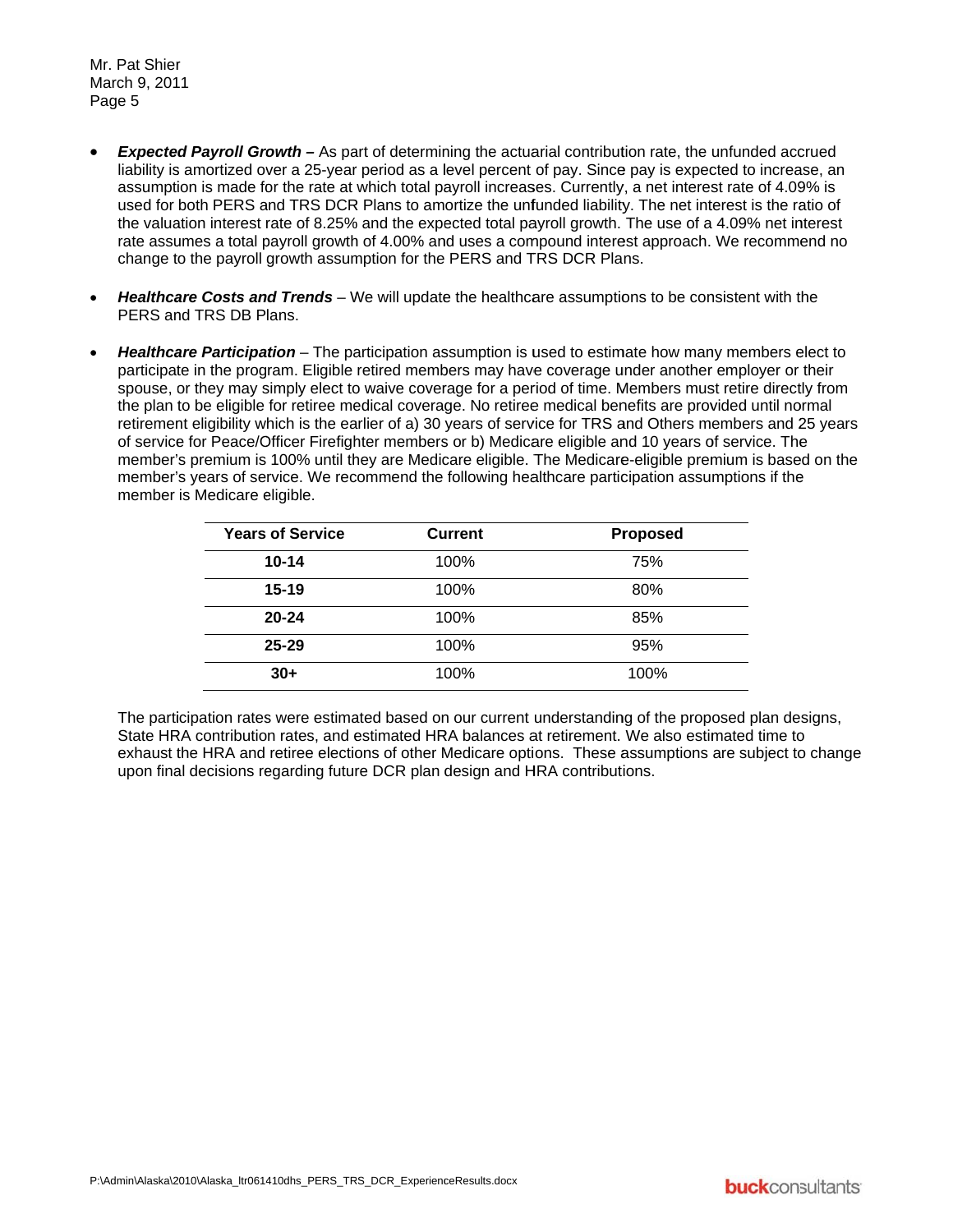- ***Expected Payroll Growth –*** As part of determining the actuarial contribution rate, the unfunded accrued liability is amortized over a 25-year period as a level percent of pay. Since pay is expected to increase, an assumption is made for the rate at which total payroll increases. Currently, a net interest rate of 4.09% is used for both PERS and TRS DCR Plans to amortize the unfunded liability. The net interest is the ratio of the valuation interest rate of 8.25% and the expected total payroll growth. The use of a 4.09% net interest rate assumes a total payroll growth of 4.00% and uses a compound interest approach. We recommend no change to the payroll growth assumption for the PERS and TRS DCR Plans.

- ***Healthcare Costs and Trends*** – We will update the healthcare assumptions to be consistent with the PERS and TRS DB Plans.

- ***Healthcare Participation*** – The participation assumption is used to estimate how many members elect to participate in the program. Eligible retired members may have coverage under another employer or their spouse, or they may simply elect to waive coverage for a period of time. Members must retire directly from the plan to be eligible for retiree medical coverage. No retiree medical benefits are provided until normal retirement eligibility which is the earlier of a) 30 years of service for TRS and Others members and 25 years of service for Peace/Officer Firefighter members or b) Medicare eligible and 10 years of service. The member's premium is 100% until they are Medicare eligible. The Medicare-eligible premium is based on the member's years of service. We recommend the following healthcare participation assumptions if the member is Medicare eligible.

| Years of Service | Current | Proposed |
|---|---|---|
| **10-14** | 100% | 75% |
| **15-19** | 100% | 80% |
| **20-24** | 100% | 85% |
| **25-29** | 100% | 95% |
| **30+** | 100% | 100% |

The participation rates were estimated based on our current understanding of the proposed plan designs, State HRA contribution rates, and estimated HRA balances at retirement. We also estimated time to exhaust the HRA and retiree elections of other Medicare options. These assumptions are subject to change upon final decisions regarding future DCR plan design and HRA contributions.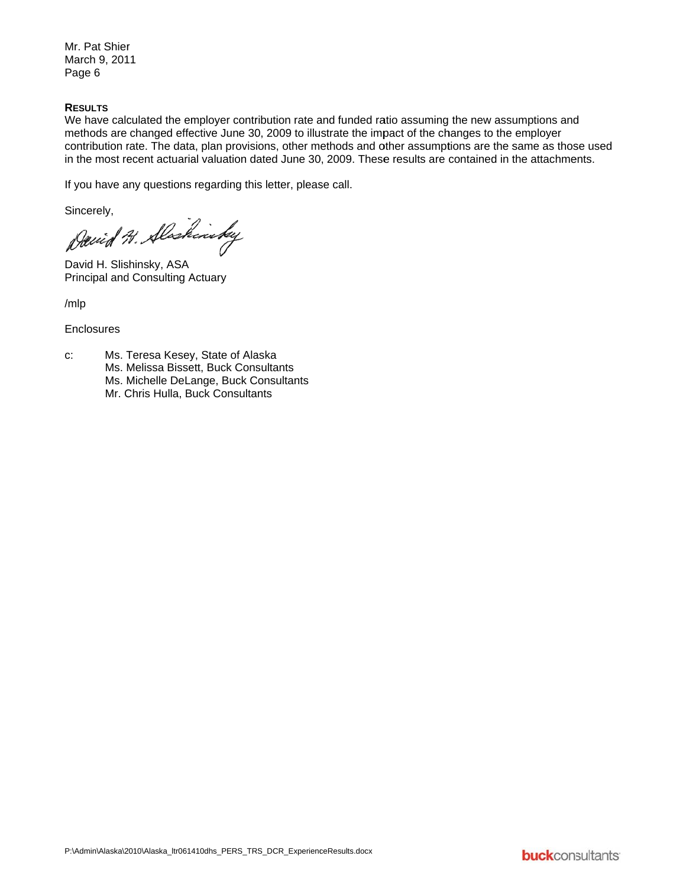Mr. Pat Shier
March 9, 2011

## RESULTS

We have calculated the employer contribution rate and funded ratio assuming the new assumptions and methods are changed effective June 30, 2009 to illustrate the impact of the changes to the employer contribution rate. The data, plan provisions, other methods and other assumptions are the same as those used in the most recent actuarial valuation dated June 30, 2009. These results are contained in the attachments.

If you have any questions regarding this letter, please call.

Sincerely,

David H. Slishinsky, ASA
Principal and Consulting Actuary

/mlp

Enclosures

c: Ms. Teresa Kesey, State of Alaska
Ms. Melissa Bissett, Buck Consultants
Ms. Michelle DeLange, Buck Consultants
Mr. Chris Hulla, Buck Consultants

P:\Admin\Alaska\2010\Alaska_ltr061410dhs_PERS_TRS_DCR_ExperienceResults.docx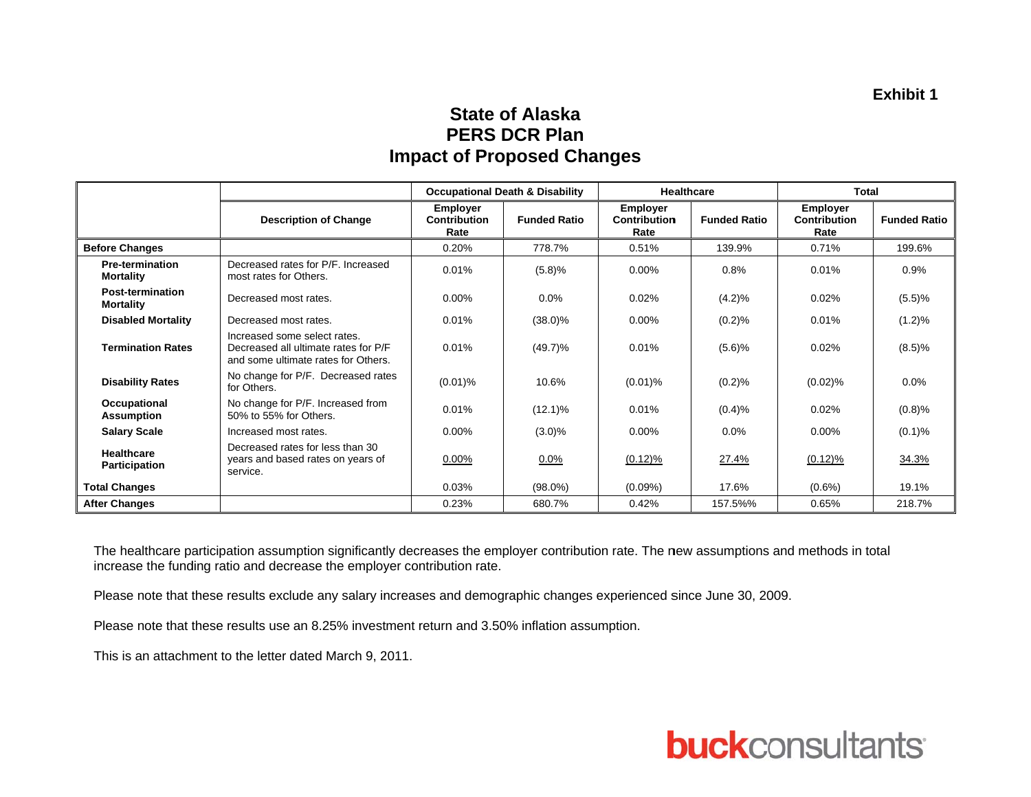**Exhibit 1**

# State of Alaska
# PERS DCR Plan
# Impact of Proposed Changes

| | | Occupational Death & Disability | | Healthcare | | Total | |
|---|---|---|---|---|---|---|---|
| | **Description of Change** | **Employer Contribution Rate** | **Funded Ratio** | **Employer Contribution Rate** | **Funded Ratio** | **Employer Contribution Rate** | **Funded Ratio** |
| **Before Changes** | | 0.20% | 778.7% | 0.51% | 139.9% | 0.71% | 199.6% |
| **Pre-termination Mortality** | Decreased rates for P/F. Increased most rates for Others. | 0.01% | (5.8)% | 0.00% | 0.8% | 0.01% | 0.9% |
| **Post-termination Mortality** | Decreased most rates. | 0.00% | 0.0% | 0.02% | (4.2)% | 0.02% | (5.5)% |
| **Disabled Mortality** | Decreased most rates. | 0.01% | (38.0)% | 0.00% | (0.2)% | 0.01% | (1.2)% |
| **Termination Rates** | Increased some select rates. Decreased all ultimate rates for P/F and some ultimate rates for Others. | 0.01% | (49.7)% | 0.01% | (5.6)% | 0.02% | (8.5)% |
| **Disability Rates** | No change for P/F. Decreased rates for Others. | (0.01)% | 10.6% | (0.01)% | (0.2)% | (0.02)% | 0.0% |
| **Occupational Assumption** | No change for P/F. Increased from 50% to 55% for Others. | 0.01% | (12.1)% | 0.01% | (0.4)% | 0.02% | (0.8)% |
| **Salary Scale** | Increased most rates. | 0.00% | (3.0)% | 0.00% | 0.0% | 0.00% | (0.1)% |
| **Healthcare Participation** | Decreased rates for less than 30 years and based rates on years of service. | 0.00% | 0.0% | (0.12)% | 27.4% | (0.12)% | 34.3% |
| **Total Changes** | | 0.03% | (98.0%) | (0.09%) | 17.6% | (0.6%) | 19.1% |
| **After Changes** | | 0.23% | 680.7% | 0.42% | 157.5%% | 0.65% | 218.7% |

The healthcare participation assumption significantly decreases the employer contribution rate. The new assumptions and methods in total increase the funding ratio and decrease the employer contribution rate.

Please note that these results exclude any salary increases and demographic changes experienced since June 30, 2009.

Please note that these results use an 8.25% investment return and 3.50% inflation assumption.

This is an attachment to the letter dated March 9, 2011.

buckconsultants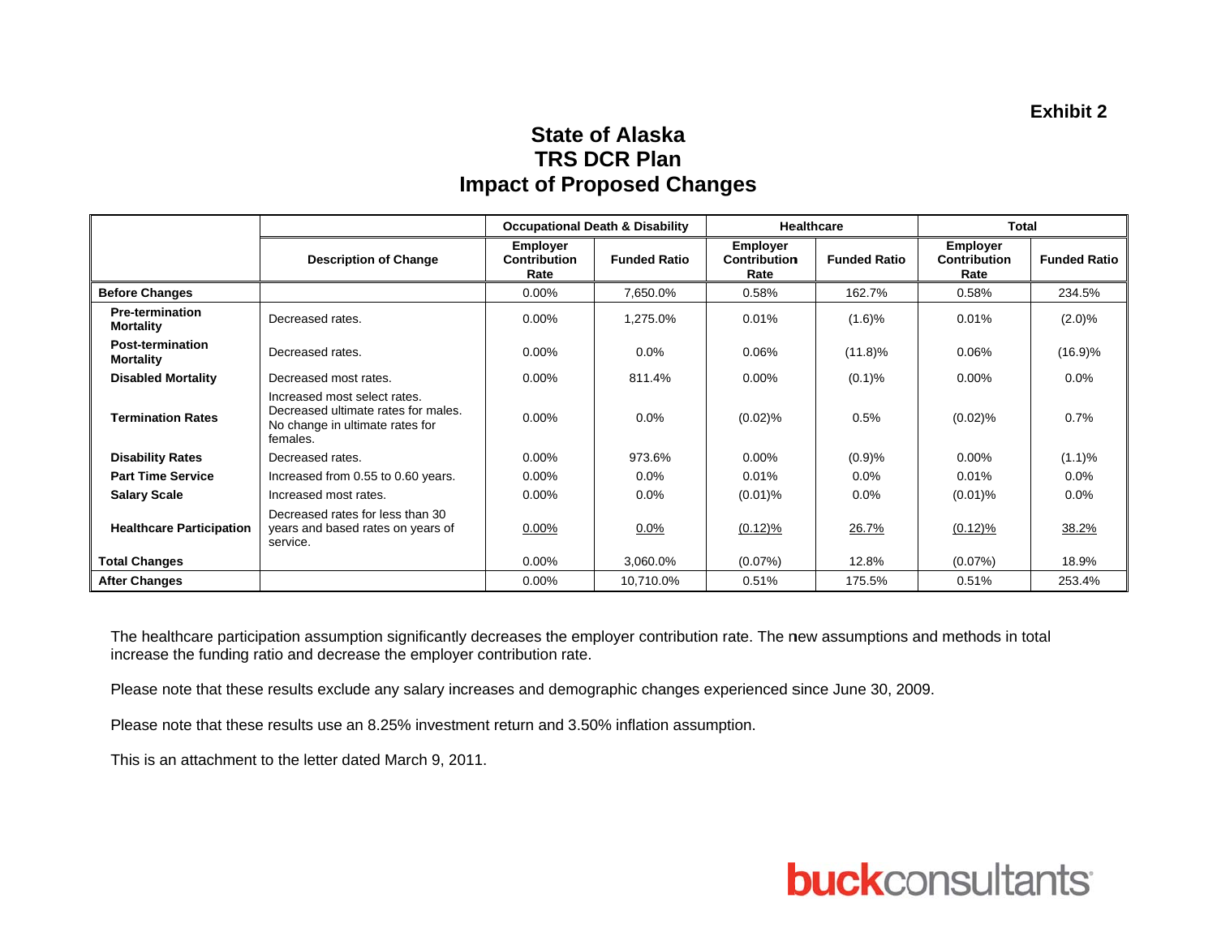Exhibit 2

# State of Alaska
# TRS DCR Plan
# Impact of Proposed Changes

| | | Occupational Death & Disability | | Healthcare | | Total | |
|---|---|---|---|---|---|---|---|
| | **Description of Change** | **Employer Contribution Rate** | **Funded Ratio** | **Employer Contribution Rate** | **Funded Ratio** | **Employer Contribution Rate** | **Funded Ratio** |
| **Before Changes** | | 0.00% | 7,650.0% | 0.58% | 162.7% | 0.58% | 234.5% |
| **Pre-termination Mortality** | Decreased rates. | 0.00% | 1,275.0% | 0.01% | (1.6)% | 0.01% | (2.0)% |
| **Post-termination Mortality** | Decreased rates. | 0.00% | 0.0% | 0.06% | (11.8)% | 0.06% | (16.9)% |
| **Disabled Mortality** | Decreased most rates. | 0.00% | 811.4% | 0.00% | (0.1)% | 0.00% | 0.0% |
| **Termination Rates** | Increased most select rates. Decreased ultimate rates for males. No change in ultimate rates for females. | 0.00% | 0.0% | (0.02)% | 0.5% | (0.02)% | 0.7% |
| **Disability Rates** | Decreased rates. | 0.00% | 973.6% | 0.00% | (0.9)% | 0.00% | (1.1)% |
| **Part Time Service** | Increased from 0.55 to 0.60 years. | 0.00% | 0.0% | 0.01% | 0.0% | 0.01% | 0.0% |
| **Salary Scale** | Increased most rates. | 0.00% | 0.0% | (0.01)% | 0.0% | (0.01)% | 0.0% |
| **Healthcare Participation** | Decreased rates for less than 30 years and based rates on years of service. | 0.00% | 0.0% | (0.12)% | 26.7% | (0.12)% | 38.2% |
| **Total Changes** | | 0.00% | 3,060.0% | (0.07%) | 12.8% | (0.07%) | 18.9% |
| **After Changes** | | 0.00% | 10,710.0% | 0.51% | 175.5% | 0.51% | 253.4% |

The healthcare participation assumption significantly decreases the employer contribution rate. The new assumptions and methods in total increase the funding ratio and decrease the employer contribution rate.

Please note that these results exclude any salary increases and demographic changes experienced since June 30, 2009.

Please note that these results use an 8.25% investment return and 3.50% inflation assumption.

This is an attachment to the letter dated March 9, 2011.

buckconsultants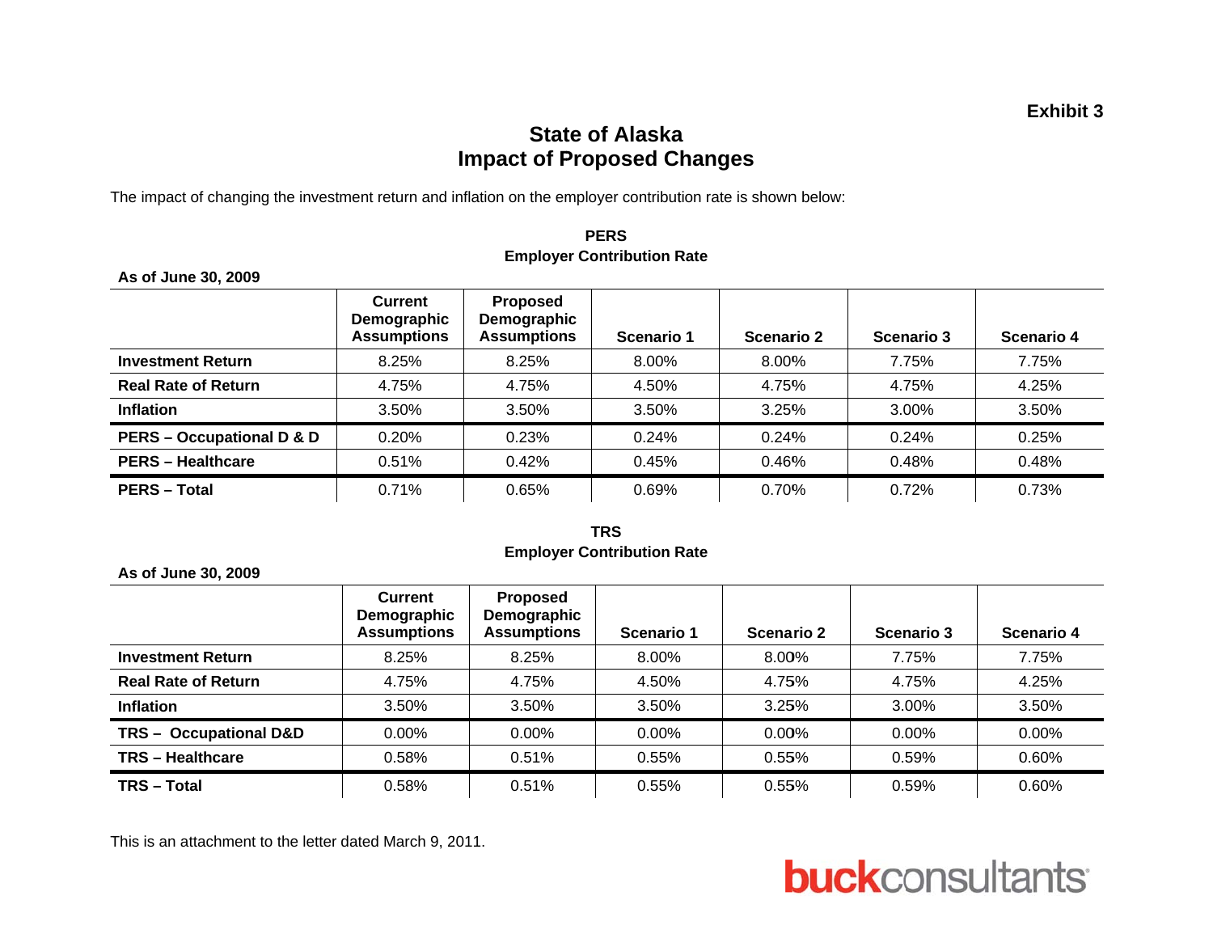**Exhibit 3**

# State of Alaska
# Impact of Proposed Changes

The impact of changing the investment return and inflation on the employer contribution rate is shown below:

**PERS**
**Employer Contribution Rate**

**As of June 30, 2009**

| | Current Demographic Assumptions | Proposed Demographic Assumptions | Scenario 1 | Scenario 2 | Scenario 3 | Scenario 4 |
|---|---|---|---|---|---|---|
| **Investment Return** | 8.25% | 8.25% | 8.00% | 8.00% | 7.75% | 7.75% |
| **Real Rate of Return** | 4.75% | 4.75% | 4.50% | 4.75% | 4.75% | 4.25% |
| **Inflation** | 3.50% | 3.50% | 3.50% | 3.25% | 3.00% | 3.50% |
| **PERS – Occupational D & D** | 0.20% | 0.23% | 0.24% | 0.24% | 0.24% | 0.25% |
| **PERS – Healthcare** | 0.51% | 0.42% | 0.45% | 0.46% | 0.48% | 0.48% |
| **PERS – Total** | 0.71% | 0.65% | 0.69% | 0.70% | 0.72% | 0.73% |

**TRS**
**Employer Contribution Rate**

**As of June 30, 2009**

| | Current Demographic Assumptions | Proposed Demographic Assumptions | Scenario 1 | Scenario 2 | Scenario 3 | Scenario 4 |
|---|---|---|---|---|---|---|
| **Investment Return** | 8.25% | 8.25% | 8.00% | 8.00% | 7.75% | 7.75% |
| **Real Rate of Return** | 4.75% | 4.75% | 4.50% | 4.75% | 4.75% | 4.25% |
| **Inflation** | 3.50% | 3.50% | 3.50% | 3.25% | 3.00% | 3.50% |
| **TRS – Occupational D&D** | 0.00% | 0.00% | 0.00% | 0.00% | 0.00% | 0.00% |
| **TRS – Healthcare** | 0.58% | 0.51% | 0.55% | 0.55% | 0.59% | 0.60% |
| **TRS – Total** | 0.58% | 0.51% | 0.55% | 0.55% | 0.59% | 0.60% |

This is an attachment to the letter dated March 9, 2011.

buckconsultants